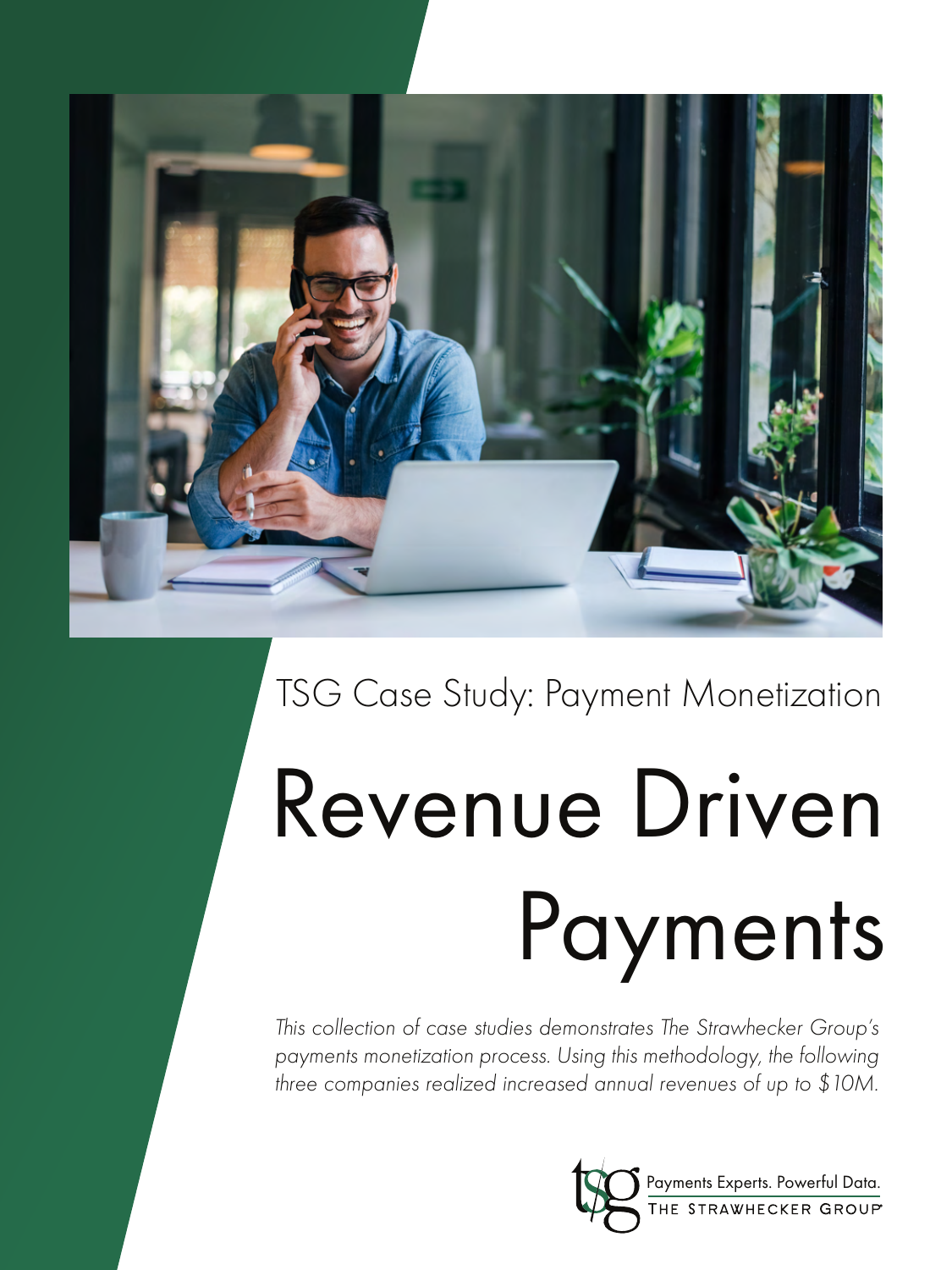TSG Case Study: Payment Monetization

# Revenue Driven Payments

*This collection of case studies demonstrates The Strawhecker Group's payments monetization process. Using this methodology, the following three companies realized increased annual revenues of up to $10M.*

Payments Experts. Powerful Data.
THE STRAWHECKER GROUP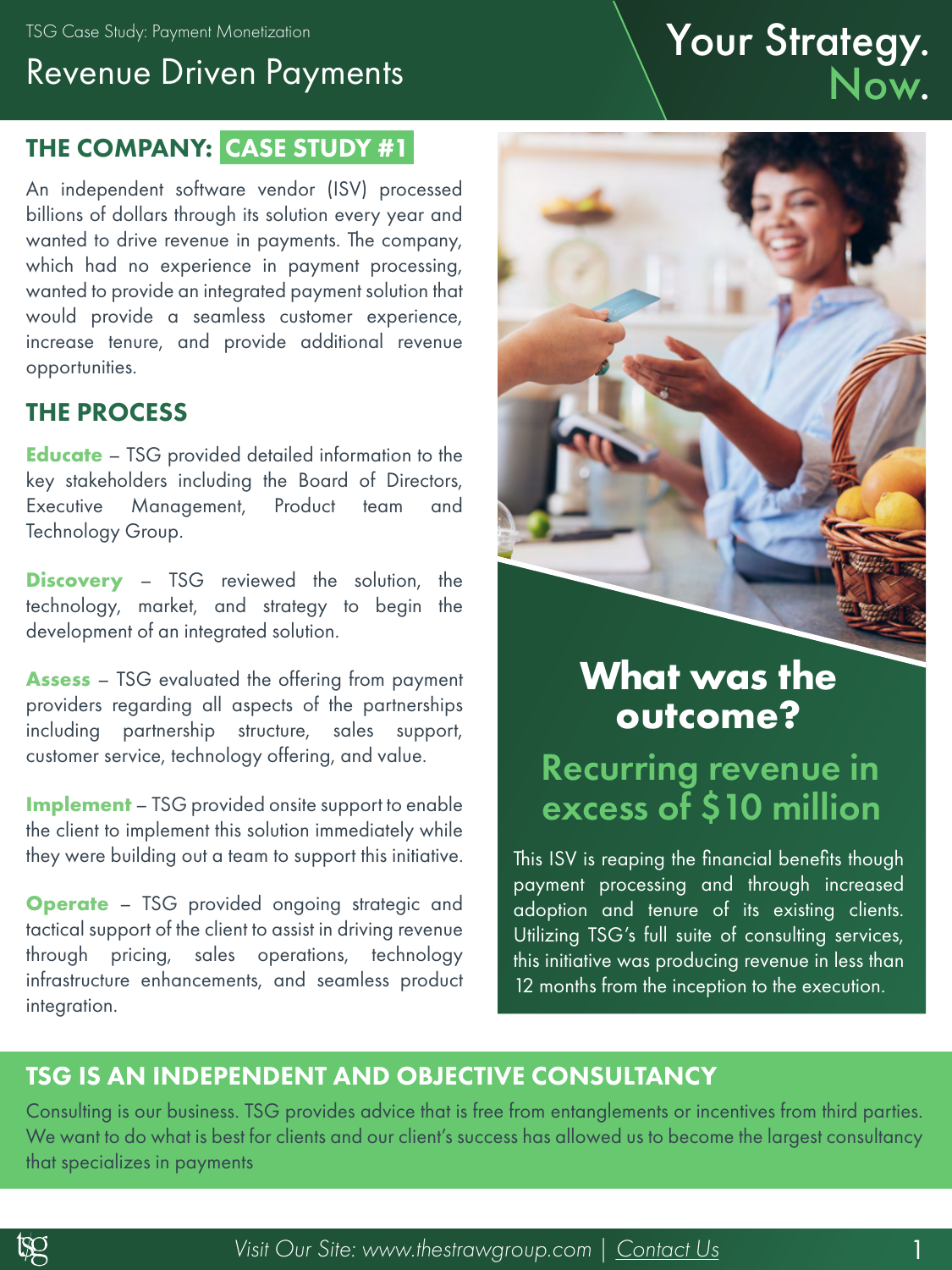TSG Case Study: Payment Monetization

# Revenue Driven Payments

**Your Strategy. Now.**

## THE COMPANY: CASE STUDY #1

An independent software vendor (ISV) processed billions of dollars through its solution every year and wanted to drive revenue in payments. The company, which had no experience in payment processing, wanted to provide an integrated payment solution that would provide a seamless customer experience, increase tenure, and provide additional revenue opportunities.

## THE PROCESS

**Educate** – TSG provided detailed information to the key stakeholders including the Board of Directors, Executive Management, Product team and Technology Group.

**Discovery** – TSG reviewed the solution, the technology, market, and strategy to begin the development of an integrated solution.

**Assess** – TSG evaluated the offering from payment providers regarding all aspects of the partnerships including partnership structure, sales support, customer service, technology offering, and value.

**Implement** – TSG provided onsite support to enable the client to implement this solution immediately while they were building out a team to support this initiative.

**Operate** – TSG provided ongoing strategic and tactical support of the client to assist in driving revenue through pricing, sales operations, technology infrastructure enhancements, and seamless product integration.

## What was the outcome?

### Recurring revenue in excess of $10 million

This ISV is reaping the financial benefits though payment processing and through increased adoption and tenure of its existing clients. Utilizing TSG's full suite of consulting services, this initiative was producing revenue in less than 12 months from the inception to the execution.

## TSG IS AN INDEPENDENT AND OBJECTIVE CONSULTANCY

Consulting is our business. TSG provides advice that is free from entanglements or incentives from third parties. We want to do what is best for clients and our client's success has allowed us to become the largest consultancy that specializes in payments

*Visit Our Site: www.thestrawgroup.com* | *Contact Us*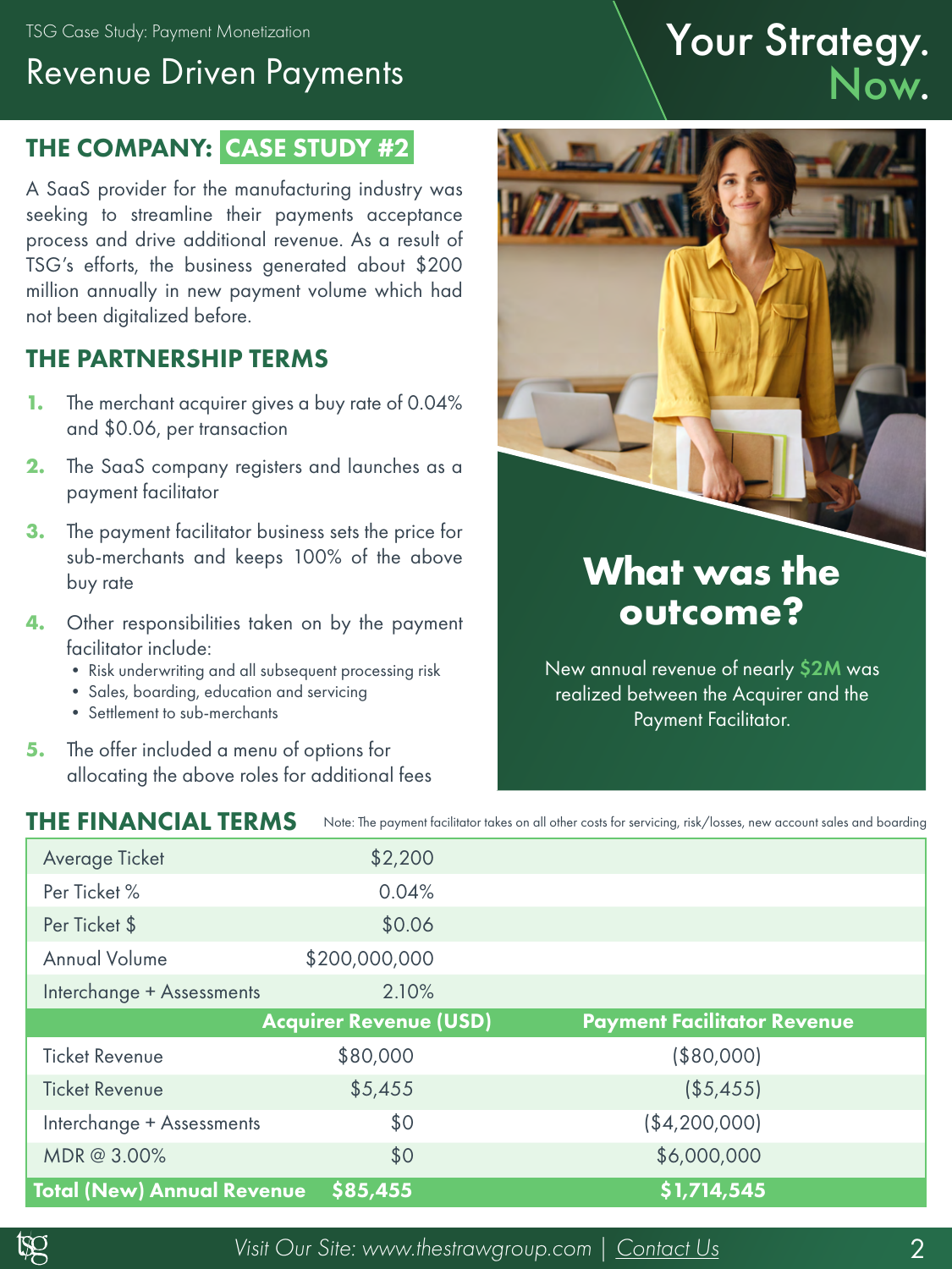TSG Case Study: Payment Monetization

# Revenue Driven Payments

## Your Strategy. Now.

## THE COMPANY: CASE STUDY #2

A SaaS provider for the manufacturing industry was seeking to streamline their payments acceptance process and drive additional revenue. As a result of TSG's efforts, the business generated about $200 million annually in new payment volume which had not been digitalized before.

## THE PARTNERSHIP TERMS

1. The merchant acquirer gives a buy rate of 0.04% and $0.06, per transaction
2. The SaaS company registers and launches as a payment facilitator
3. The payment facilitator business sets the price for sub-merchants and keeps 100% of the above buy rate
4. Other responsibilities taken on by the payment facilitator include:
   - Risk underwriting and all subsequent processing risk
   - Sales, boarding, education and servicing
   - Settlement to sub-merchants
5. The offer included a menu of options for allocating the above roles for additional fees

## What was the outcome?

New annual revenue of nearly **$2M** was realized between the Acquirer and the Payment Facilitator.

## THE FINANCIAL TERMS

Note: The payment facilitator takes on all other costs for servicing, risk/losses, new account sales and boarding

| | | |
|---|---|---|
| Average Ticket | $2,200 | |
| Per Ticket % | 0.04% | |
| Per Ticket $ | $0.06 | |
| Annual Volume | $200,000,000 | |
| Interchange + Assessments | 2.10% | |
| | **Acquirer Revenue (USD)** | **Payment Facilitator Revenue** |
| Ticket Revenue | $80,000 | ($80,000) |
| Ticket Revenue | $5,455 | ($5,455) |
| Interchange + Assessments | $0 | ($4,200,000) |
| MDR @ 3.00% | $0 | $6,000,000 |
| **Total (New) Annual Revenue** | **$85,455** | **$1,714,545** |

Visit Our Site: www.thestrawgroup.com | Contact Us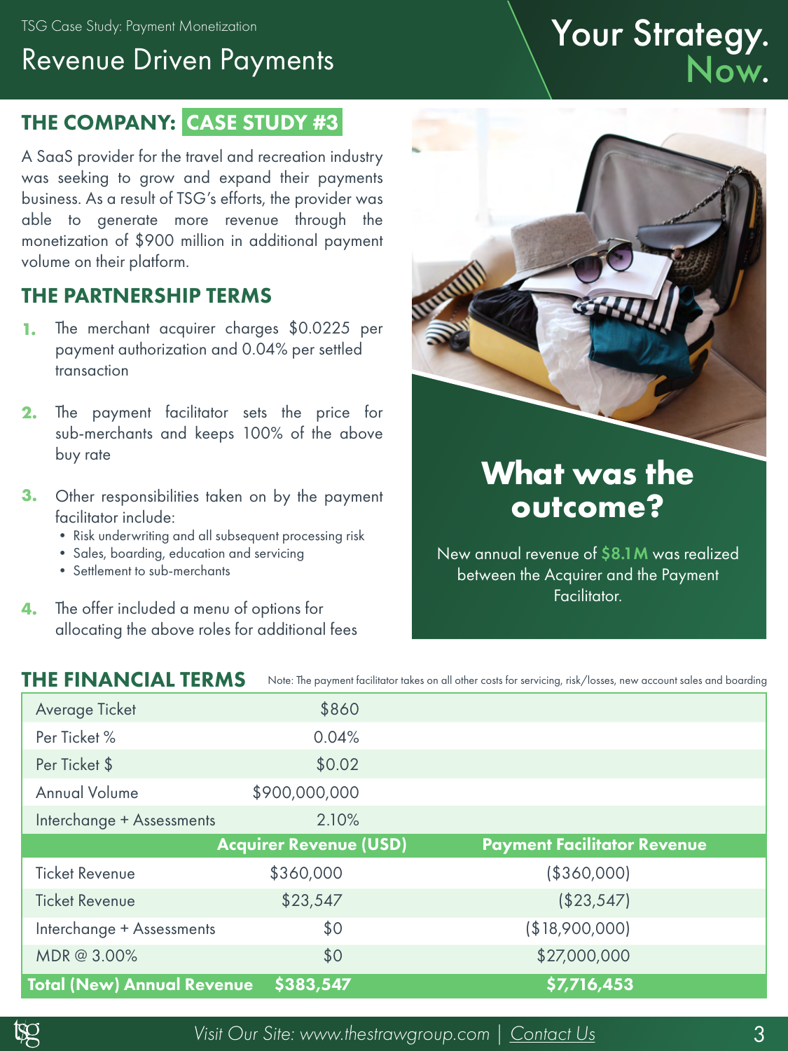TSG Case Study: Payment Monetization

# Revenue Driven Payments

**Your Strategy. Now.**

## THE COMPANY: CASE STUDY #3

A SaaS provider for the travel and recreation industry was seeking to grow and expand their payments business. As a result of TSG's efforts, the provider was able to generate more revenue through the monetization of $900 million in additional payment volume on their platform.

## THE PARTNERSHIP TERMS

1. The merchant acquirer charges $0.0225 per payment authorization and 0.04% per settled transaction
2. The payment facilitator sets the price for sub-merchants and keeps 100% of the above buy rate
3. Other responsibilities taken on by the payment facilitator include:
   - Risk underwriting and all subsequent processing risk
   - Sales, boarding, education and servicing
   - Settlement to sub-merchants
4. The offer included a menu of options for allocating the above roles for additional fees

## What was the outcome?

New annual revenue of **$8.1M** was realized between the Acquirer and the Payment Facilitator.

## THE FINANCIAL TERMS

Note: The payment facilitator takes on all other costs for servicing, risk/losses, new account sales and boarding

| | | |
|---|---|---|
| Average Ticket | $860 | |
| Per Ticket % | 0.04% | |
| Per Ticket $ | $0.02 | |
| Annual Volume | $900,000,000 | |
| Interchange + Assessments | 2.10% | |
| | **Acquirer Revenue (USD)** | **Payment Facilitator Revenue** |
| Ticket Revenue | $360,000 | ($360,000) |
| Ticket Revenue | $23,547 | ($23,547) |
| Interchange + Assessments | $0 | ($18,900,000) |
| MDR @ 3.00% | $0 | $27,000,000 |
| **Total (New) Annual Revenue** | **$383,547** | **$7,716,453** |

*Visit Our Site: www.thestrawgroup.com* | Contact Us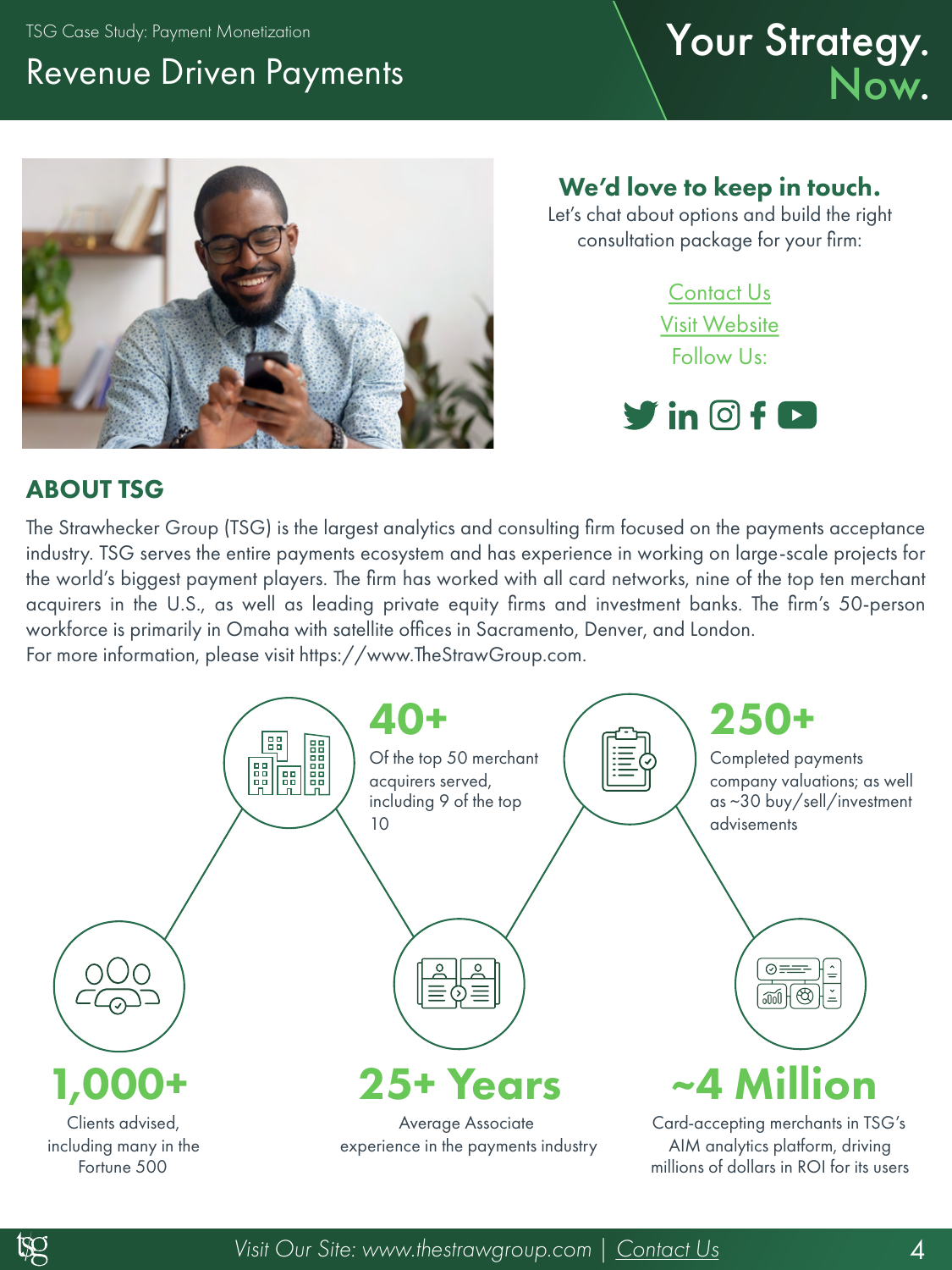TSG Case Study: Payment Monetization

# Revenue Driven Payments

Your Strategy. Now.

## We'd love to keep in touch.

Let's chat about options and build the right consultation package for your firm:

Contact Us

Visit Website

Follow Us:

## ABOUT TSG

The Strawhecker Group (TSG) is the largest analytics and consulting firm focused on the payments acceptance industry. TSG serves the entire payments ecosystem and has experience in working on large-scale projects for the world's biggest payment players. The firm has worked with all card networks, nine of the top ten merchant acquirers in the U.S., as well as leading private equity firms and investment banks. The firm's 50-person workforce is primarily in Omaha with satellite offices in Sacramento, Denver, and London.
For more information, please visit https://www.TheStrawGroup.com.

**40+**
Of the top 50 merchant acquirers served, including 9 of the top 10

**250+**
Completed payments company valuations; as well as ~30 buy/sell/investment advisements

**1,000+**
Clients advised, including many in the Fortune 500

**25+ Years**
Average Associate experience in the payments industry

**~4 Million**
Card-accepting merchants in TSG's AIM analytics platform, driving millions of dollars in ROI for its users

Visit Our Site: www.thestrawgroup.com | Contact Us